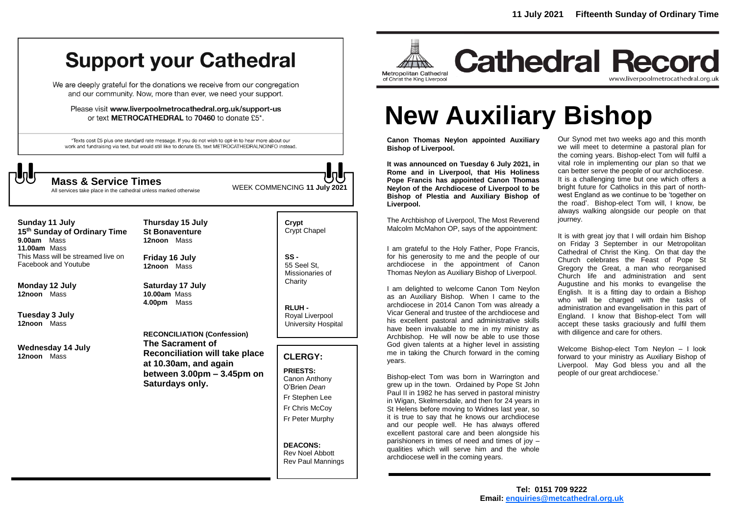11 July 2021 Fifteenth Sunday of Ordinary Time

# Support your Cathedral

We are deeply grateful for the donations we receive from our congregation and our community. Now, more than ever, we need your support.

Please visit **www.liverpoolmetrocathedral.org.uk/support-us** or text **METROCATHEDRAL** to **70460** to donate £5*.

*Texts cost £5 plus one standard rate message. If you do not wish to opt-in to hear more about our work and fundraising via text, but would still like to donate £5, text METROCATHEDRALNOINFO instead.

## Mass & Service Times

All services take place in the cathedral unless marked otherwise

WEEK COMMENCING **11 July 2021**

**Sunday 11 July**
**15th Sunday of Ordinary Time**
**9.00am** Mass
**11.00am** Mass
This Mass will be streamed live on Facebook and Youtube

**Monday 12 July**
**12noon** Mass

**Tuesday 3 July**
**12noon** Mass

**Wednesday 14 July**
**12noon** Mass

**Thursday 15 July**
**St Bonaventure**
**12noon** Mass

**Friday 16 July**
**12noon** Mass

**Saturday 17 July**
**10.00am** Mass
**4.00pm** Mass

**RECONCILIATION (Confession)**
**The Sacrament of Reconciliation will take place at 10.30am, and again between 3.00pm – 3.45pm on Saturdays only.**

**Crypt**
Crypt Chapel

**SS -**
55 Seel St, Missionaries of Charity

**RLUH -**
Royal Liverpool University Hospital

### CLERGY:

**PRIESTS:**
Canon Anthony O'Brien *Dean*
Fr Stephen Lee
Fr Chris McCoy
Fr Peter Murphy

**DEACONS:**
Rev Noel Abbott
Rev Paul Mannings

Metropolitan Cathedral of Christ the King Liverpool

# Cathedral Record

www.liverpoolmetrocathedral.org.uk

# New Auxiliary Bishop

**Canon Thomas Neylon appointed Auxiliary Bishop of Liverpool.**

**It was announced on Tuesday 6 July 2021, in Rome and in Liverpool, that His Holiness Pope Francis has appointed Canon Thomas Neylon of the Archdiocese of Liverpool to be Bishop of Plestia and Auxiliary Bishop of Liverpool.**

The Archbishop of Liverpool, The Most Reverend Malcolm McMahon OP, says of the appointment:

I am grateful to the Holy Father, Pope Francis, for his generosity to me and the people of our archdiocese in the appointment of Canon Thomas Neylon as Auxiliary Bishop of Liverpool.

I am delighted to welcome Canon Tom Neylon as an Auxiliary Bishop. When I came to the archdiocese in 2014 Canon Tom was already a Vicar General and trustee of the archdiocese and his excellent pastoral and administrative skills have been invaluable to me in my ministry as Archbishop. He will now be able to use those God given talents at a higher level in assisting me in taking the Church forward in the coming years.

Bishop-elect Tom was born in Warrington and grew up in the town. Ordained by Pope St John Paul II in 1982 he has served in pastoral ministry in Wigan, Skelmersdale, and then for 24 years in St Helens before moving to Widnes last year, so it is true to say that he knows our archdiocese and our people well. He has always offered excellent pastoral care and been alongside his parishioners in times of need and times of joy – qualities which will serve him and the whole archdiocese well in the coming years.

Our Synod met two weeks ago and this month we will meet to determine a pastoral plan for the coming years. Bishop-elect Tom will fulfil a vital role in implementing our plan so that we can better serve the people of our archdiocese. It is a challenging time but one which offers a bright future for Catholics in this part of north-west England as we continue to be 'together on the road'. Bishop-elect Tom will, I know, be always walking alongside our people on that journey.

It is with great joy that I will ordain him Bishop on Friday 3 September in our Metropolitan Cathedral of Christ the King. On that day the Church celebrates the Feast of Pope St Gregory the Great, a man who reorganised Church life and administration and sent Augustine and his monks to evangelise the English. It is a fitting day to ordain a Bishop who will be charged with the tasks of administration and evangelisation in this part of England. I know that Bishop-elect Tom will accept these tasks graciously and fulfil them with diligence and care for others.

Welcome Bishop-elect Tom Neylon – I look forward to your ministry as Auxiliary Bishop of Liverpool. May God bless you and all the people of our great archdiocese.'

**Tel: 0151 709 9222**
**Email: enquiries@metcathedral.org.uk**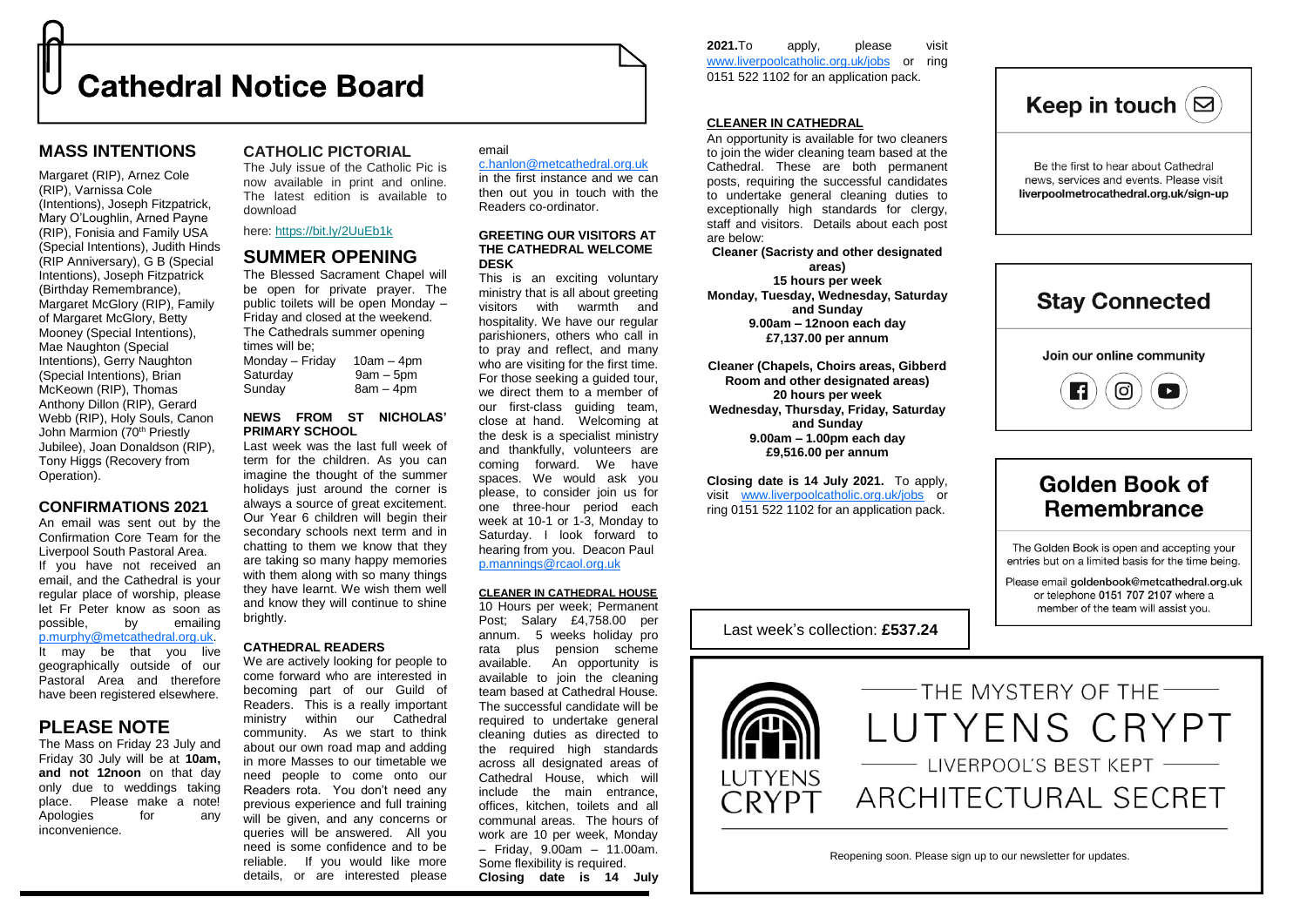# Cathedral Notice Board

## MASS INTENTIONS

Margaret (RIP), Arnez Cole (RIP), Varnissa Cole (Intentions), Joseph Fitzpatrick, Mary O'Loughlin, Arned Payne (RIP), Fonisia and Family USA (Special Intentions), Judith Hinds (RIP Anniversary), G B (Special Intentions), Joseph Fitzpatrick (Birthday Remembrance), Margaret McGlory (RIP), Family of Margaret McGlory, Betty Mooney (Special Intentions), Mae Naughton (Special Intentions), Gerry Naughton (Special Intentions), Brian McKeown (RIP), Thomas Anthony Dillon (RIP), Gerard Webb (RIP), Holy Souls, Canon John Marmion (70th Priestly Jubilee), Joan Donaldson (RIP), Tony Higgs (Recovery from Operation).

## CONFIRMATIONS 2021

An email was sent out by the Confirmation Core Team for the Liverpool South Pastoral Area.
If you have not received an email, and the Cathedral is your regular place of worship, please let Fr Peter know as soon as possible, by emailing p.murphy@metcathedral.org.uk.
It may be that you live geographically outside of our Pastoral Area and therefore have been registered elsewhere.

## PLEASE NOTE

The Mass on Friday 23 July and Friday 30 July will be at **10am, and not 12noon** on that day only due to weddings taking place. Please make a note! Apologies for any inconvenience.

## CATHOLIC PICTORIAL

The July issue of the Catholic Pic is now available in print and online. The latest edition is available to download

here: https://bit.ly/2UuEb1k

## SUMMER OPENING

The Blessed Sacrament Chapel will be open for private prayer. The public toilets will be open Monday – Friday and closed at the weekend.
The Cathedrals summer opening times will be;

| | |
|---|---|
| Monday – Friday | 10am – 4pm |
| Saturday | 9am – 5pm |
| Sunday | 8am – 4pm |

### NEWS FROM ST NICHOLAS' PRIMARY SCHOOL

Last week was the last full week of term for the children. As you can imagine the thought of the summer holidays just around the corner is always a source of great excitement. Our Year 6 children will begin their secondary schools next term and in chatting to them we know that they are taking so many happy memories with them along with so many things they have learnt. We wish them well and know they will continue to shine brightly.

### CATHEDRAL READERS

We are actively looking for people to come forward who are interested in becoming part of our Guild of Readers. This is a really important ministry within our Cathedral community. As we start to think about our own road map and adding in more Masses to our timetable we need people to come onto our Readers rota. You don't need any previous experience and full training will be given, and any concerns or queries will be answered. All you need is some confidence and to be reliable. If you would like more details, or are interested please email c.hanlon@metcathedral.org.uk in the first instance and we can then out you in touch with the Readers co-ordinator.

### GREETING OUR VISITORS AT THE CATHEDRAL WELCOME DESK

This is an exciting voluntary ministry that is all about greeting visitors with warmth and hospitality. We have our regular parishioners, others who call in to pray and reflect, and many who are visiting for the first time. For those seeking a guided tour, we direct them to a member of our first-class guiding team, close at hand. Welcoming at the desk is a specialist ministry and thankfully, volunteers are coming forward. We have spaces. We would ask you please, to consider join us for one three-hour period each week at 10-1 or 1-3, Monday to Saturday. I look forward to hearing from you. Deacon Paul p.mannings@rcaol.org.uk

### CLEANER IN CATHEDRAL HOUSE

10 Hours per week; Permanent Post; Salary £4,758.00 per annum. 5 weeks holiday pro rata plus pension scheme available. An opportunity is available to join the cleaning team based at Cathedral House. The successful candidate will be required to undertake general cleaning duties as directed to the required high standards across all designated areas of Cathedral House, which will include the main entrance, offices, kitchen, toilets and all communal areas. The hours of work are 10 per week, Monday – Friday, 9.00am – 11.00am. Some flexibility is required.
**Closing date is 14 July 2021.** To apply, please visit www.liverpoolcatholic.org.uk/jobs or ring 0151 522 1102 for an application pack.

### CLEANER IN CATHEDRAL

An opportunity is available for two cleaners to join the wider cleaning team based at the Cathedral. These are both permanent posts, requiring the successful candidates to undertake general cleaning duties to exceptionally high standards for clergy, staff and visitors. Details about each post are below:

**Cleaner (Sacristy and other designated areas)**
**15 hours per week**
**Monday, Tuesday, Wednesday, Saturday and Sunday**
**9.00am – 12noon each day**
**£7,137.00 per annum**

**Cleaner (Chapels, Choirs areas, Gibberd Room and other designated areas)**
**20 hours per week**
**Wednesday, Thursday, Friday, Saturday and Sunday**
**9.00am – 1.00pm each day**
**£9,516.00 per annum**

**Closing date is 14 July 2021.** To apply, visit www.liverpoolcatholic.org.uk/jobs or ring 0151 522 1102 for an application pack.

Last week's collection: **£537.24**

## Keep in touch

Be the first to hear about Cathedral news, services and events. Please visit **liverpoolmetrocathedral.org.uk/sign-up**

## Stay Connected

Join our online community

## Golden Book of Remembrance

The Golden Book is open and accepting your entries but on a limited basis for the time being.

Please email **goldenbook@metcathedral.org.uk** or telephone **0151 707 2107** where a member of the team will assist you.

## THE MYSTERY OF THE LUTYENS CRYPT

LIVERPOOL'S BEST KEPT ARCHITECTURAL SECRET

Reopening soon. Please sign up to our newsletter for updates.